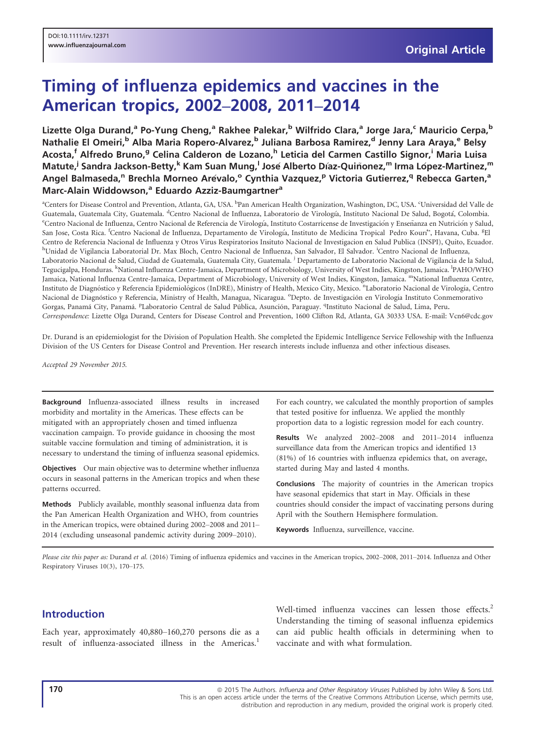DOI:10.1111/irv.12371
www.influenzajournal.com

Original Article

# Timing of influenza epidemics and vaccines in the American tropics, 2002–2008, 2011–2014

Lizette Olga Durand,[a] Po-Yung Cheng,[a] Rakhee Palekar,[b] Wilfrido Clara,[a] Jorge Jara,[c] Mauricio Cerpa,[b] Nathalie El Omeiri,[b] Alba Maria Ropero-Alvarez,[b] Juliana Barbosa Ramirez,[d] Jenny Lara Araya,[e] Belsy Acosta,[f] Alfredo Bruno,[g] Celina Calderon de Lozano,[h] Leticia del Carmen Castillo Signor,[i] Maria Luisa Matute,[j] Sandra Jackson-Betty,[k] Kam Suan Mung,[l] José Alberto Díaz-Quiñonez,[m] Irma López-Martinez,[m] Angel Balmaseda,[n] Brechla Morneo Arévalo,[o] Cynthia Vazquez,[p] Victoria Gutierrez,[q] Rebecca Garten,[a] Marc-Alain Widdowson,[a] Eduardo Azziz-Baumgartner[a]

[a]Centers for Disease Control and Prevention, Atlanta, GA, USA. [b]Pan American Health Organization, Washington, DC, USA. [c]Universidad del Valle de Guatemala, Guatemala City, Guatemala. [d]Centro Nacional de Influenza, Laboratorio de Virología, Instituto Nacional De Salud, Bogotá, Colombia. [e]Centro Nacional de Influenza, Centro Nacional de Referencia de Virología, Instituto Costarricense de Investigación y Enseñanza en Nutrición y Salud, San Jose, Costa Rica. [f]Centro Nacional de Influenza, Departamento de Virología, Instituto de Medicina Tropical Pedro Kourí", Havana, Cuba. [g]El Centro de Referencia Nacional de Influenza y Otros Virus Respiratorios Insituto Nacional de Investigacion en Salud Publica (INSPI), Quito, Ecuador. [h]Unidad de Vigilancia Laboratorial Dr. Max Bloch, Centro Nacional de Influenza, San Salvador, El Salvador. [i]Centro Nacional de Influenza, Laboratorio Nacional de Salud, Ciudad de Guatemala, Guatemala City, Guatemala. [j]Departamento de Laboratorio Nacional de Vigilancia de la Salud, Tegucigalpa, Honduras. [k]National Influenza Centre-Jamaica, Department of Microbiology, University of West Indies, Kingston, Jamaica. [l]PAHO/WHO Jamaica, National Influenza Centre-Jamaica, Department of Microbiology, University of West Indies, Kingston, Jamaica. [m]National Influenza Centre, Instituto de Diagnóstico y Referencia Epidemiológicos (InDRE), Ministry of Health, Mexico City, Mexico. [n]Laboratorio Nacional de Virología, Centro Nacional de Diagnóstico y Referencia, Ministry of Health, Managua, Nicaragua. [o]Depto. de Investigación en Virología Instituto Conmemorativo Gorgas, Panamá City, Panamá. [p]Laboratorio Central de Salud Pública, Asunción, Paraguay. [q]Instituto Nacional de Salud, Lima, Peru.
*Correspondence:* Lizette Olga Durand, Centers for Disease Control and Prevention, 1600 Clifton Rd, Atlanta, GA 30333 USA. E-mail: Vcn6@cdc.gov

Dr. Durand is an epidemiologist for the Division of Population Health. She completed the Epidemic Intelligence Service Fellowship with the Influenza Division of the US Centers for Disease Control and Prevention. Her research interests include influenza and other infectious diseases.

*Accepted 29 November 2015.*

**Background** Influenza-associated illness results in increased morbidity and mortality in the Americas. These effects can be mitigated with an appropriately chosen and timed influenza vaccination campaign. To provide guidance in choosing the most suitable vaccine formulation and timing of administration, it is necessary to understand the timing of influenza seasonal epidemics.

**Objectives** Our main objective was to determine whether influenza occurs in seasonal patterns in the American tropics and when these patterns occurred.

**Methods** Publicly available, monthly seasonal influenza data from the Pan American Health Organization and WHO, from countries in the American tropics, were obtained during 2002–2008 and 2011–2014 (excluding unseasonal pandemic activity during 2009–2010). For each country, we calculated the monthly proportion of samples that tested positive for influenza. We applied the monthly proportion data to a logistic regression model for each country.

**Results** We analyzed 2002–2008 and 2011–2014 influenza surveillance data from the American tropics and identified 13 (81%) of 16 countries with influenza epidemics that, on average, started during May and lasted 4 months.

**Conclusions** The majority of countries in the American tropics have seasonal epidemics that start in May. Officials in these countries should consider the impact of vaccinating persons during April with the Southern Hemisphere formulation.

**Keywords** Influenza, surveillence, vaccine.

*Please cite this paper as:* Durand *et al.* (2016) Timing of influenza epidemics and vaccines in the American tropics, 2002–2008, 2011–2014. Influenza and Other Respiratory Viruses 10(3), 170–175.

## Introduction

Each year, approximately 40,880–160,270 persons die as a result of influenza-associated illness in the Americas.[1] Well-timed influenza vaccines can lessen those effects.[2] Understanding the timing of seasonal influenza epidemics can aid public health officials in determining when to vaccinate and with what formulation.

© 2015 The Authors. *Influenza and Other Respiratory Viruses* Published by John Wiley & Sons Ltd.
This is an open access article under the terms of the Creative Commons Attribution License, which permits use, distribution and reproduction in any medium, provided the original work is properly cited.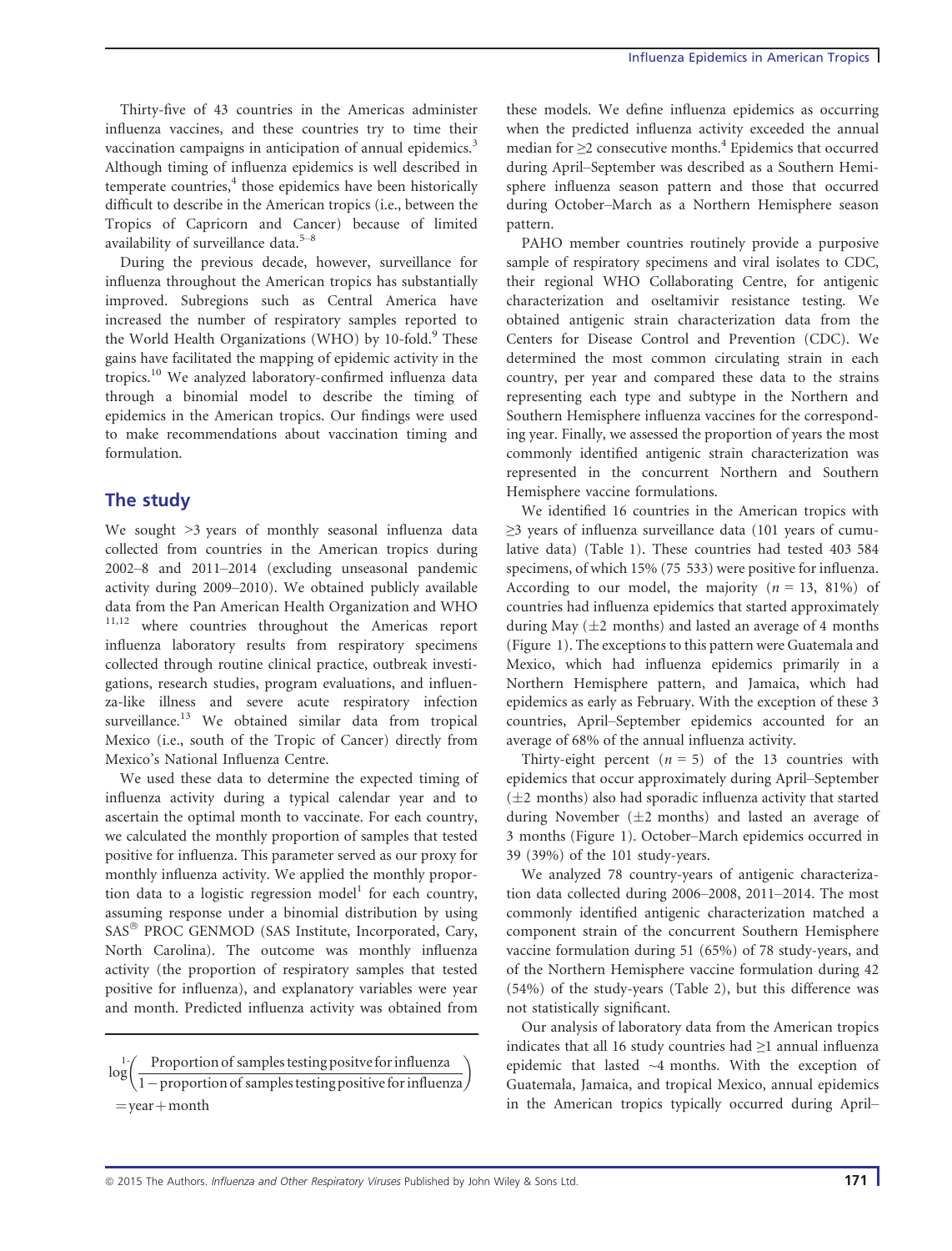Thirty-five of 43 countries in the Americas administer influenza vaccines, and these countries try to time their vaccination campaigns in anticipation of annual epidemics.[3] Although timing of influenza epidemics is well described in temperate countries,[4] those epidemics have been historically difficult to describe in the American tropics (i.e., between the Tropics of Capricorn and Cancer) because of limited availability of surveillance data.[5–8]

During the previous decade, however, surveillance for influenza throughout the American tropics has substantially improved. Subregions such as Central America have increased the number of respiratory samples reported to the World Health Organizations (WHO) by 10-fold.[9] These gains have facilitated the mapping of epidemic activity in the tropics.[10] We analyzed laboratory-confirmed influenza data through a binomial model to describe the timing of epidemics in the American tropics. Our findings were used to make recommendations about vaccination timing and formulation.

## The study

We sought >3 years of monthly seasonal influenza data collected from countries in the American tropics during 2002–8 and 2011–2014 (excluding unseasonal pandemic activity during 2009–2010). We obtained publicly available data from the Pan American Health Organization and WHO [11,12] where countries throughout the Americas report influenza laboratory results from respiratory specimens collected through routine clinical practice, outbreak investigations, research studies, program evaluations, and influenza-like illness and severe acute respiratory infection surveillance.[13] We obtained similar data from tropical Mexico (i.e., south of the Tropic of Cancer) directly from Mexico's National Influenza Centre.

We used these data to determine the expected timing of influenza activity during a typical calendar year and to ascertain the optimal month to vaccinate. For each country, we calculated the monthly proportion of samples that tested positive for influenza. This parameter served as our proxy for monthly influenza activity. We applied the monthly proportion data to a logistic regression model[1] for each country, assuming response under a binomial distribution by using SAS® PROC GENMOD (SAS Institute, Incorporated, Cary, North Carolina). The outcome was monthly influenza activity (the proportion of respiratory samples that tested positive for influenza), and explanatory variables were year and month. Predicted influenza activity was obtained from these models. We define influenza epidemics as occurring when the predicted influenza activity exceeded the annual median for ≥2 consecutive months.[4] Epidemics that occurred during April–September was described as a Southern Hemisphere influenza season pattern and those that occurred during October–March as a Northern Hemisphere season pattern.

---

$$\log^{1-}\left(\frac{\text{Proportion of samples testing positve for influenza}}{1-\text{proportion of samples testing positive for influenza}}\right) = \text{year} + \text{month}$$

PAHO member countries routinely provide a purposive sample of respiratory specimens and viral isolates to CDC, their regional WHO Collaborating Centre, for antigenic characterization and oseltamivir resistance testing. We obtained antigenic strain characterization data from the Centers for Disease Control and Prevention (CDC). We determined the most common circulating strain in each country, per year and compared these data to the strains representing each type and subtype in the Northern and Southern Hemisphere influenza vaccines for the corresponding year. Finally, we assessed the proportion of years the most commonly identified antigenic strain characterization was represented in the concurrent Northern and Southern Hemisphere vaccine formulations.

We identified 16 countries in the American tropics with ≥3 years of influenza surveillance data (101 years of cumulative data) (Table 1). These countries had tested 403 584 specimens, of which 15% (75 533) were positive for influenza. According to our model, the majority ($n$ = 13, 81%) of countries had influenza epidemics that started approximately during May (±2 months) and lasted an average of 4 months (Figure 1). The exceptions to this pattern were Guatemala and Mexico, which had influenza epidemics primarily in a Northern Hemisphere pattern, and Jamaica, which had epidemics as early as February. With the exception of these 3 countries, April–September epidemics accounted for an average of 68% of the annual influenza activity.

Thirty-eight percent ($n$ = 5) of the 13 countries with epidemics that occur approximately during April–September (±2 months) also had sporadic influenza activity that started during November (±2 months) and lasted an average of 3 months (Figure 1). October–March epidemics occurred in 39 (39%) of the 101 study-years.

We analyzed 78 country-years of antigenic characterization data collected during 2006–2008, 2011–2014. The most commonly identified antigenic characterization matched a component strain of the concurrent Southern Hemisphere vaccine formulation during 51 (65%) of 78 study-years, and of the Northern Hemisphere vaccine formulation during 42 (54%) of the study-years (Table 2), but this difference was not statistically significant.

Our analysis of laboratory data from the American tropics indicates that all 16 study countries had ≥1 annual influenza epidemic that lasted ~4 months. With the exception of Guatemala, Jamaica, and tropical Mexico, annual epidemics in the American tropics typically occurred during April–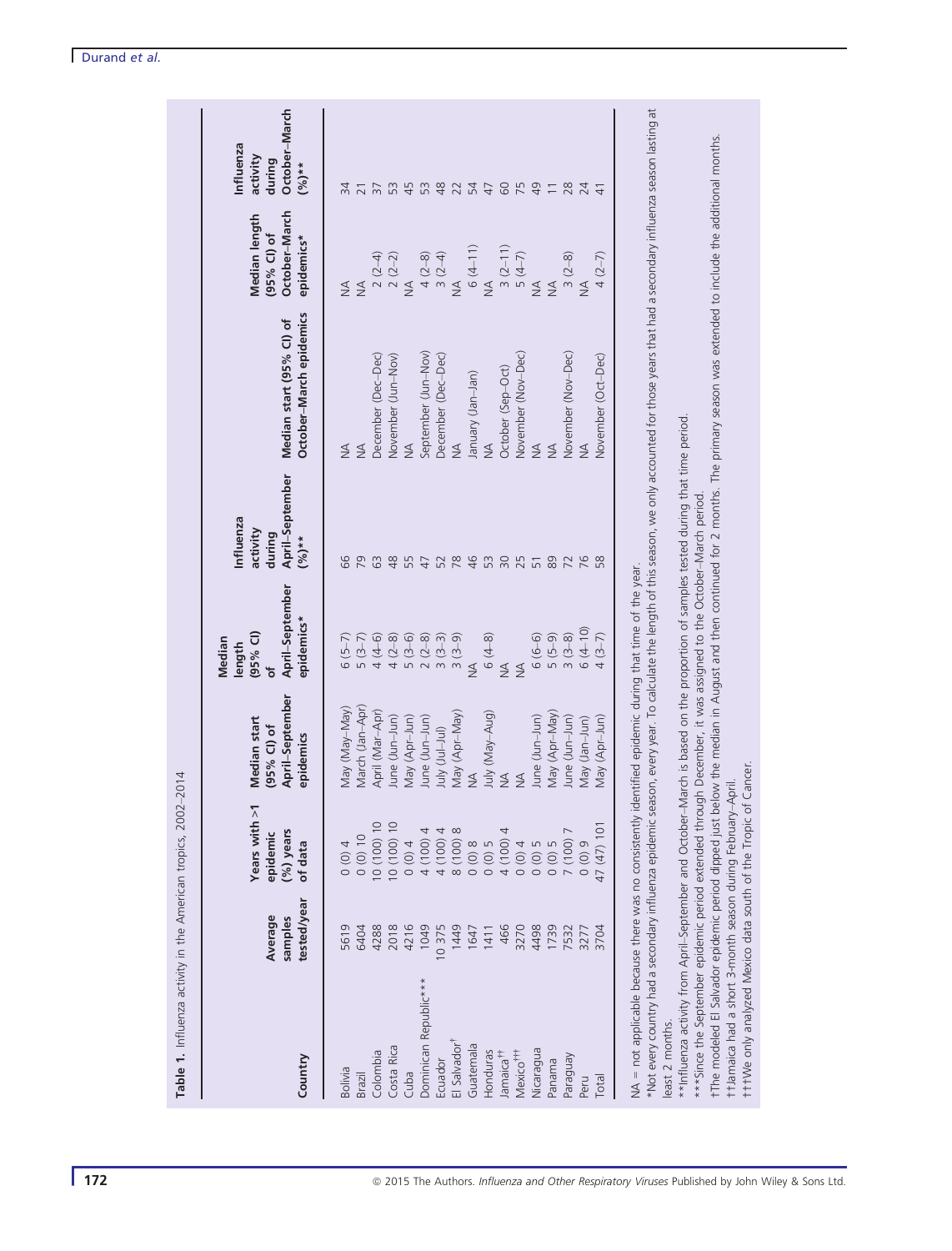**Table 1.** Influenza activity in the American tropics, 2002–2014

| Country | Average samples tested/year | Years with >1 epidemic (%) years of data | Median start (95% CI) of April–September epidemics | Median length (95% CI) of April–September epidemics* | Influenza activity during April–September (%)** | Median start (95% CI) of October–March epidemics | Median length (95% CI) of October–March epidemics* | Influenza activity during October–March (%)** |
|---|---|---|---|---|---|---|---|---|
| Bolivia | 5619 | 0 (0) 4 | May (May–May) | 6 (5–7) | 66 | NA | NA | 34 |
| Brazil | 6404 | 0 (0) 10 | March (Jan–Apr) | 5 (3–7) | 79 | NA | NA | 21 |
| Colombia | 4288 | 10 (100) 10 | April (Mar–Apr) | 4 (4–6) | 63 | December (Dec–Dec) | 2 (2–4) | 37 |
| Costa Rica | 2018 | 10 (100) 10 | June (Jun–Jun) | 4 (2–8) | 48 | November (Jun–Nov) | 2 (2–2) | 53 |
| Cuba | 4216 | 0 (0) 4 | May (Apr–Jun) | 5 (3–6) | 55 | NA | NA | 45 |
| Dominican Republic*** | 1049 | 4 (100) 4 | June (Jun–Jun) | 2 (2–8) | 47 | September (Jun–Nov) | 4 (2–8) | 53 |
| Ecuador | 10 375 | 4 (100) 4 | July (Jul–Jul) | 3 (3–3) | 52 | December (Dec–Dec) | 3 (2–4) | 48 |
| El Salvador[†] | 1449 | 8 (100) 8 | May (Apr–May) | 3 (3–9) | 78 | NA | NA | 22 |
| Guatemala | 1647 | 0 (0) 8 | NA | NA | 46 | January (Jan–Jan) | 6 (4–11) | 54 |
| Honduras | 1411 | 0 (0) 5 | July (May–Aug) | 6 (4–8) | 53 | NA | NA | 47 |
| Jamaica[††] | 466 | 4 (100) 4 | NA | NA | 30 | October (Sep–Oct) | 3 (2–11) | 60 |
| Mexico[†††] | 3270 | 0 (0) 4 | NA | NA | 25 | November (Nov–Dec) | 5 (4–7) | 75 |
| Nicaragua | 4498 | 0 (0) 5 | June (Jun–Jun) | 6 (6–6) | 51 | NA | NA | 49 |
| Panama | 1739 | 0 (0) 5 | May (Apr–May) | 5 (5–9) | 89 | NA | NA | 11 |
| Paraguay | 7532 | 7 (100) 7 | June (Jun–Jun) | 3 (3–8) | 72 | November (Nov–Dec) | 3 (2–8) | 28 |
| Peru | 3277 | 0 (0) 9 | May (Jan–Jun) | 6 (4–10) | 76 | NA | NA | 24 |
| Total | 3704 | 47 (47) 101 | May (Apr–Jun) | 4 (3–7) | 58 | November (Oct–Dec) | 4 (2–7) | 41 |

NA = not applicable because there was no consistently identified epidemic during that time of the year.

*Not every country had a secondary influenza epidemic season, every year. To calculate the length of this season, we only accounted for those years that had a secondary influenza season lasting at least 2 months.

**Influenza activity from April–September and October–March is based on the proportion of samples tested during that time period.

***Since the September epidemic period extended through December, it was assigned to the October–March period.

†The modeled El Salvador epidemic period dipped just below the median in August and then continued for 2 months. The primary season was extended to include the additional months.

††Jamaica had a short 3-month season during February–April.

†††We only analyzed Mexico data south of the Tropic of Cancer.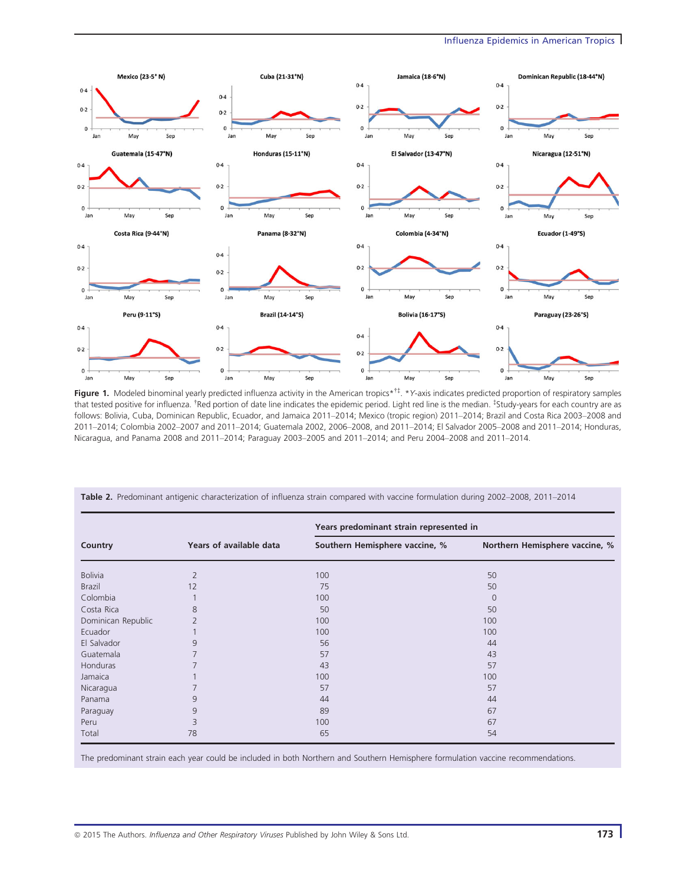**Figure 1.** Modeled binominal yearly predicted influenza activity in the American tropics*[†‡]. *Y-axis indicates predicted proportion of respiratory samples that tested positive for influenza. [†]Red portion of date line indicates the epidemic period. Light red line is the median. [‡]Study-years for each country are as follows: Bolivia, Cuba, Dominican Republic, Ecuador, and Jamaica 2011–2014; Mexico (tropic region) 2011–2014; Brazil and Costa Rica 2003–2008 and 2011–2014; Colombia 2002–2007 and 2011–2014; Guatemala 2002, 2006–2008, and 2011–2014; El Salvador 2005–2008 and 2011–2014; Honduras, Nicaragua, and Panama 2008 and 2011–2014; Paraguay 2003–2005 and 2011–2014; and Peru 2004–2008 and 2011–2014.

**Table 2.** Predominant antigenic characterization of influenza strain compared with vaccine formulation during 2002–2008, 2011–2014

| Country | Years of available data | Years predominant strain represented in | |
|---|---|---|---|
| | | Southern Hemisphere vaccine, % | Northern Hemisphere vaccine, % |
| Bolivia | 2 | 100 | 50 |
| Brazil | 12 | 75 | 50 |
| Colombia | 1 | 100 | 0 |
| Costa Rica | 8 | 50 | 50 |
| Dominican Republic | 2 | 100 | 100 |
| Ecuador | 1 | 100 | 100 |
| El Salvador | 9 | 56 | 44 |
| Guatemala | 7 | 57 | 43 |
| Honduras | 7 | 43 | 57 |
| Jamaica | 1 | 100 | 100 |
| Nicaragua | 7 | 57 | 57 |
| Panama | 9 | 44 | 44 |
| Paraguay | 9 | 89 | 67 |
| Peru | 3 | 100 | 67 |
| Total | 78 | 65 | 54 |

The predominant strain each year could be included in both Northern and Southern Hemisphere formulation vaccine recommendations.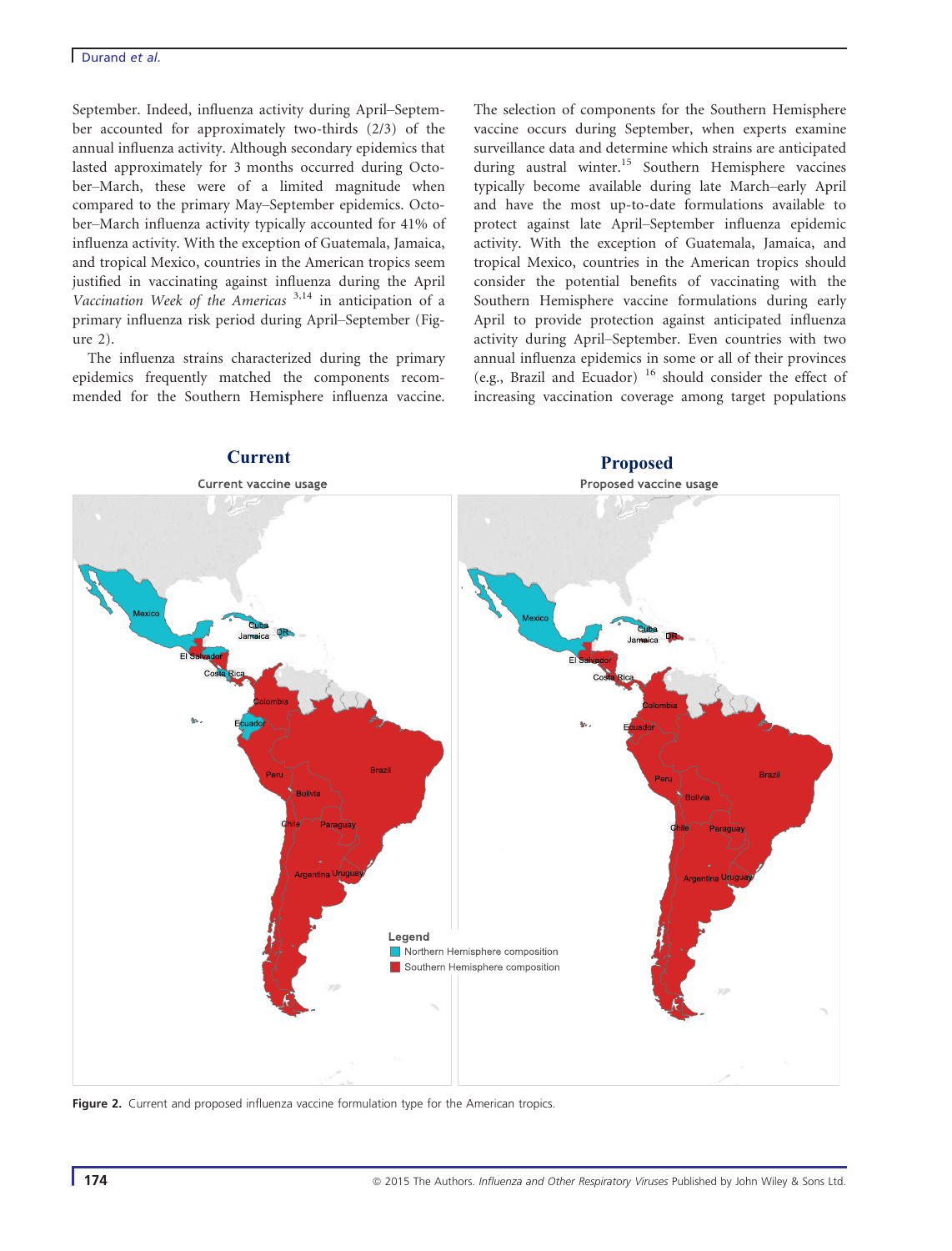September. Indeed, influenza activity during April–September accounted for approximately two-thirds (2/3) of the annual influenza activity. Although secondary epidemics that lasted approximately for 3 months occurred during October–March, these were of a limited magnitude when compared to the primary May–September epidemics. October–March influenza activity typically accounted for 41% of influenza activity. With the exception of Guatemala, Jamaica, and tropical Mexico, countries in the American topics seem justified in vaccinating against influenza during the April *Vaccination Week of the Americas* [3,14] in anticipation of a primary influenza risk period during April–September (Figure 2).

The influenza strains characterized during the primary epidemics frequently matched the components recommended for the Southern Hemisphere influenza vaccine. The selection of components for the Southern Hemisphere vaccine occurs during September, when experts examine surveillance data and determine which strains are anticipated during austral winter.[15] Southern Hemisphere vaccines typically become available during late March–early April and have the most up-to-date formulations available to protect against late April–September influenza epidemic activity. With the exception of Guatemala, Jamaica, and tropical Mexico, countries in the American tropics should consider the potential benefits of vaccinating with the Southern Hemisphere vaccine formulations during early April to provide protection against anticipated influenza activity during April–September. Even countries with two annual influenza epidemics in some or all of their provinces (e.g., Brazil and Ecuador) [16] should consider the effect of increasing vaccination coverage among target populations

**Figure 2.** Current and proposed influenza vaccine formulation type for the American tropics.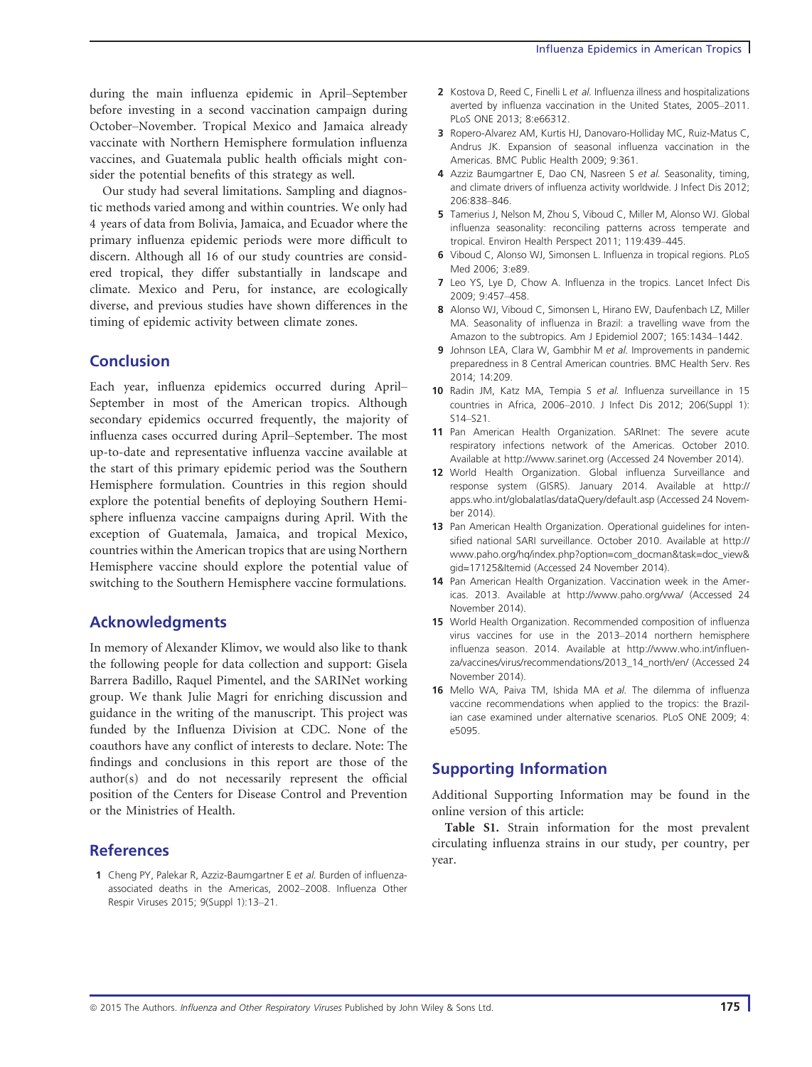during the main influenza epidemic in April–September before investing in a second vaccination campaign during October–November. Tropical Mexico and Jamaica already vaccinate with Northern Hemisphere formulation influenza vaccines, and Guatemala public health officials might consider the potential benefits of this strategy as well.

Our study had several limitations. Sampling and diagnostic methods varied among and within countries. We only had 4 years of data from Bolivia, Jamaica, and Ecuador where the primary influenza epidemic periods were more difficult to discern. Although all 16 of our study countries are considered tropical, they differ substantially in landscape and climate. Mexico and Peru, for instance, are ecologically diverse, and previous studies have shown differences in the timing of epidemic activity between climate zones.

## Conclusion

Each year, influenza epidemics occurred during April–September in most of the American tropics. Although secondary epidemics occurred frequently, the majority of influenza cases occurred during April–September. The most up-to-date and representative influenza vaccine available at the start of this primary epidemic period was the Southern Hemisphere formulation. Countries in this region should explore the potential benefits of deploying Southern Hemisphere influenza vaccine campaigns during April. With the exception of Guatemala, Jamaica, and tropical Mexico, countries within the American tropics that are using Northern Hemisphere vaccine should explore the potential value of switching to the Southern Hemisphere vaccine formulations.

## Acknowledgments

In memory of Alexander Klimov, we would also like to thank the following people for data collection and support: Gisela Barrera Badillo, Raquel Pimentel, and the SARINet working group. We thank Julie Magri for enriching discussion and guidance in the writing of the manuscript. This project was funded by the Influenza Division at CDC. None of the coauthors have any conflict of interests to declare. Note: The findings and conclusions in this report are those of the author(s) and do not necessarily represent the official position of the Centers for Disease Control and Prevention or the Ministries of Health.

## References

1. Cheng PY, Palekar R, Azziz-Baumgartner E *et al.* Burden of influenza-associated deaths in the Americas, 2002–2008. Influenza Other Respir Viruses 2015; 9(Suppl 1):13–21.
2. Kostova D, Reed C, Finelli L *et al.* Influenza illness and hospitalizations averted by influenza vaccination in the United States, 2005–2011. PLoS ONE 2013; 8:e66312.
3. Ropero-Alvarez AM, Kurtis HJ, Danovaro-Holliday MC, Ruiz-Matus C, Andrus JK. Expansion of seasonal influenza vaccination in the Americas. BMC Public Health 2009; 9:361.
4. Azziz Baumgartner E, Dao CN, Nasreen S *et al.* Seasonality, timing, and climate drivers of influenza activity worldwide. J Infect Dis 2012; 206:838–846.
5. Tamerius J, Nelson M, Zhou S, Viboud C, Miller M, Alonso WJ. Global influenza seasonality: reconciling patterns across temperate and tropical. Environ Health Perspect 2011; 119:439–445.
6. Viboud C, Alonso WJ, Simonsen L. Influenza in tropical regions. PLoS Med 2006; 3:e89.
7. Leo YS, Lye D, Chow A. Influenza in the tropics. Lancet Infect Dis 2009; 9:457–458.
8. Alonso WJ, Viboud C, Simonsen L, Hirano EW, Daufenbach LZ, Miller MA. Seasonality of influenza in Brazil: a travelling wave from the Amazon to the subtropics. Am J Epidemiol 2007; 165:1434–1442.
9. Johnson LEA, Clara W, Gambhir M *et al.* Improvements in pandemic preparedness in 8 Central American countries. BMC Health Serv. Res 2014; 14:209.
10. Radin JM, Katz MA, Tempia S *et al.* Influenza surveillance in 15 countries in Africa, 2006–2010. J Infect Dis 2012; 206(Suppl 1): S14–S21.
11. Pan American Health Organization. SARInet: The severe acute respiratory infections network of the Americas. October 2010. Available at http://www.sarinet.org (Accessed 24 November 2014).
12. World Health Organization. Global influenza Surveillance and response system (GISRS). January 2014. Available at http://apps.who.int/globalatlas/dataQuery/default.asp (Accessed 24 November 2014).
13. Pan American Health Organization. Operational guidelines for intensified national SARI surveillance. October 2010. Available at http://www.paho.org/hq/index.php?option=com_docman&task=doc_view&gid=17125&Itemid (Accessed 24 November 2014).
14. Pan American Health Organization. Vaccination week in the Americas. 2013. Available at http://www.paho.org/vwa/ (Accessed 24 November 2014).
15. World Health Organization. Recommended composition of influenza virus vaccines for use in the 2013–2014 northern hemisphere influenza season. 2014. Available at http://www.who.int/influenza/vaccines/virus/recommendations/2013_14_north/en/ (Accessed 24 November 2014).
16. Mello WA, Paiva TM, Ishida MA *et al.* The dilemma of influenza vaccine recommendations when applied to the tropics: the Brazilian case examined under alternative scenarios. PLoS ONE 2009; 4: e5095.

## Supporting Information

Additional Supporting Information may be found in the online version of this article:

**Table S1.** Strain information for the most prevalent circulating influenza strains in our study, per country, per year.